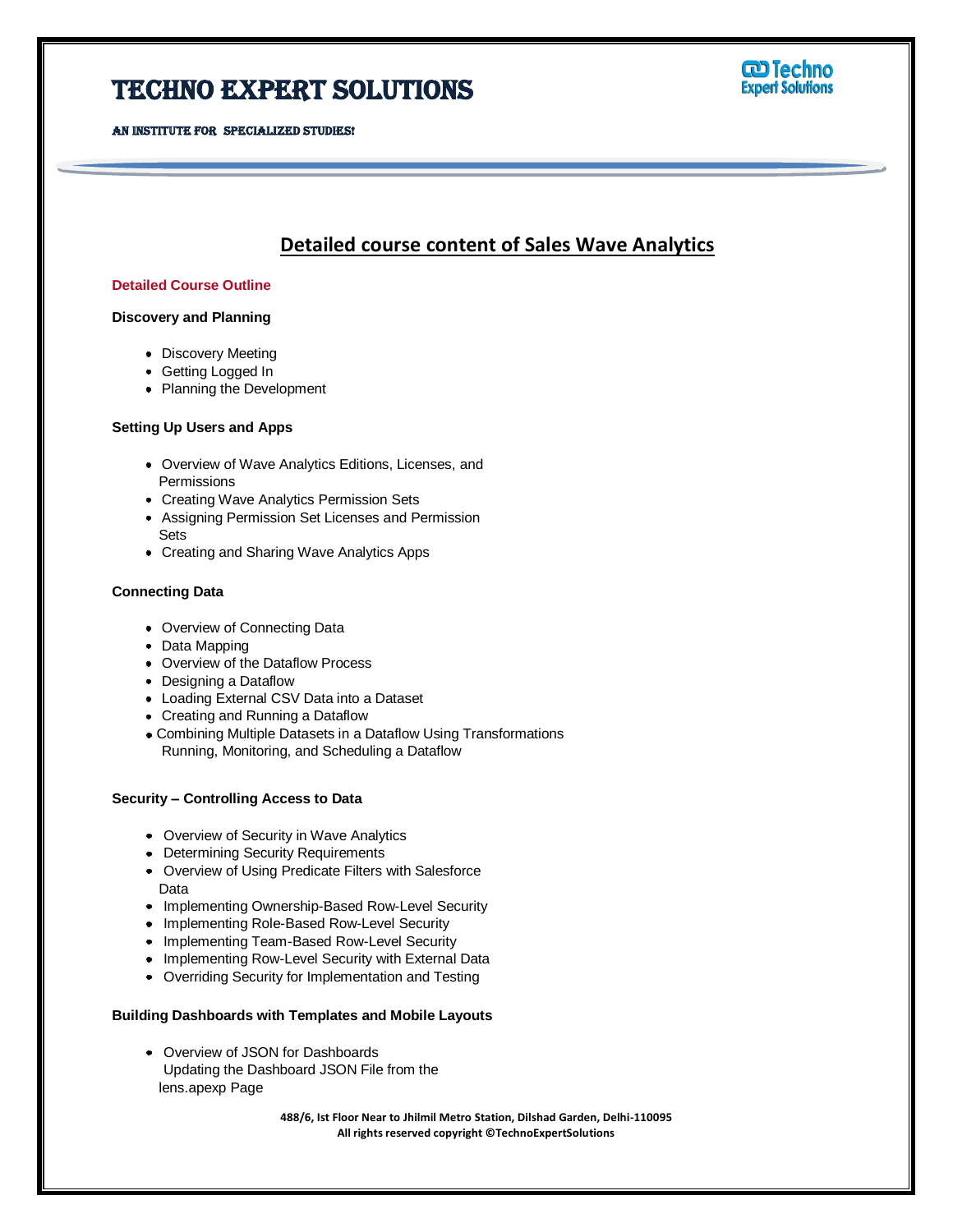# TECHNO EXPERT SOLUTIONS

AN INSTITUTE FOR SPECIALIZED STUDIES!

## Detailed course content of Sales Wave Analytics

### Detailed Course Outline

**Discovery and Planning**

- Discovery Meeting
- Getting Logged In
- Planning the Development

**Setting Up Users and Apps**

- Overview of Wave Analytics Editions, Licenses, and Permissions
- Creating Wave Analytics Permission Sets
- Assigning Permission Set Licenses and Permission Sets
- Creating and Sharing Wave Analytics Apps

**Connecting Data**

- Overview of Connecting Data
- Data Mapping
- Overview of the Dataflow Process
- Designing a Dataflow
- Loading External CSV Data into a Dataset
- Creating and Running a Dataflow
- Combining Multiple Datasets in a Dataflow Using Transformations
  Running, Monitoring, and Scheduling a Dataflow

**Security – Controlling Access to Data**

- Overview of Security in Wave Analytics
- Determining Security Requirements
- Overview of Using Predicate Filters with Salesforce Data
- Implementing Ownership-Based Row-Level Security
- Implementing Role-Based Row-Level Security
- Implementing Team-Based Row-Level Security
- Implementing Row-Level Security with External Data
- Overriding Security for Implementation and Testing

**Building Dashboards with Templates and Mobile Layouts**

- Overview of JSON for Dashboards
  Updating the Dashboard JSON File from the lens.apexp Page

488/6, Ist Floor Near to Jhilmil Metro Station, Dilshad Garden, Delhi-110095
All rights reserved copyright ©TechnoExpertSolutions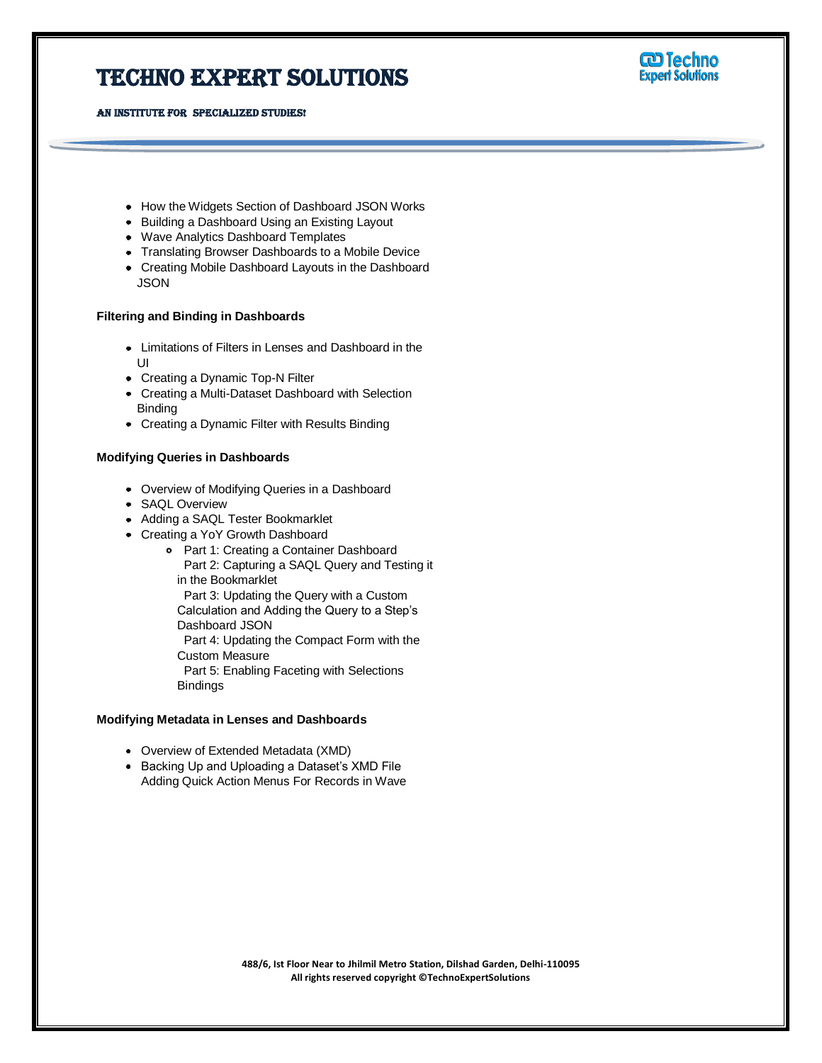- How the Widgets Section of Dashboard JSON Works
- Building a Dashboard Using an Existing Layout
- Wave Analytics Dashboard Templates
- Translating Browser Dashboards to a Mobile Device
- Creating Mobile Dashboard Layouts in the Dashboard JSON

**Filtering and Binding in Dashboards**

- Limitations of Filters in Lenses and Dashboard in the UI
- Creating a Dynamic Top-N Filter
- Creating a Multi-Dataset Dashboard with Selection Binding
- Creating a Dynamic Filter with Results Binding

**Modifying Queries in Dashboards**

- Overview of Modifying Queries in a Dashboard
- SAQL Overview
- Adding a SAQL Tester Bookmarklet
- Creating a YoY Growth Dashboard
  - Part 1: Creating a Container Dashboard
    Part 2: Capturing a SAQL Query and Testing it in the Bookmarklet
    Part 3: Updating the Query with a Custom Calculation and Adding the Query to a Step's Dashboard JSON
    Part 4: Updating the Compact Form with the Custom Measure
    Part 5: Enabling Faceting with Selections Bindings

**Modifying Metadata in Lenses and Dashboards**

- Overview of Extended Metadata (XMD)
- Backing Up and Uploading a Dataset's XMD File
  Adding Quick Action Menus For Records in Wave